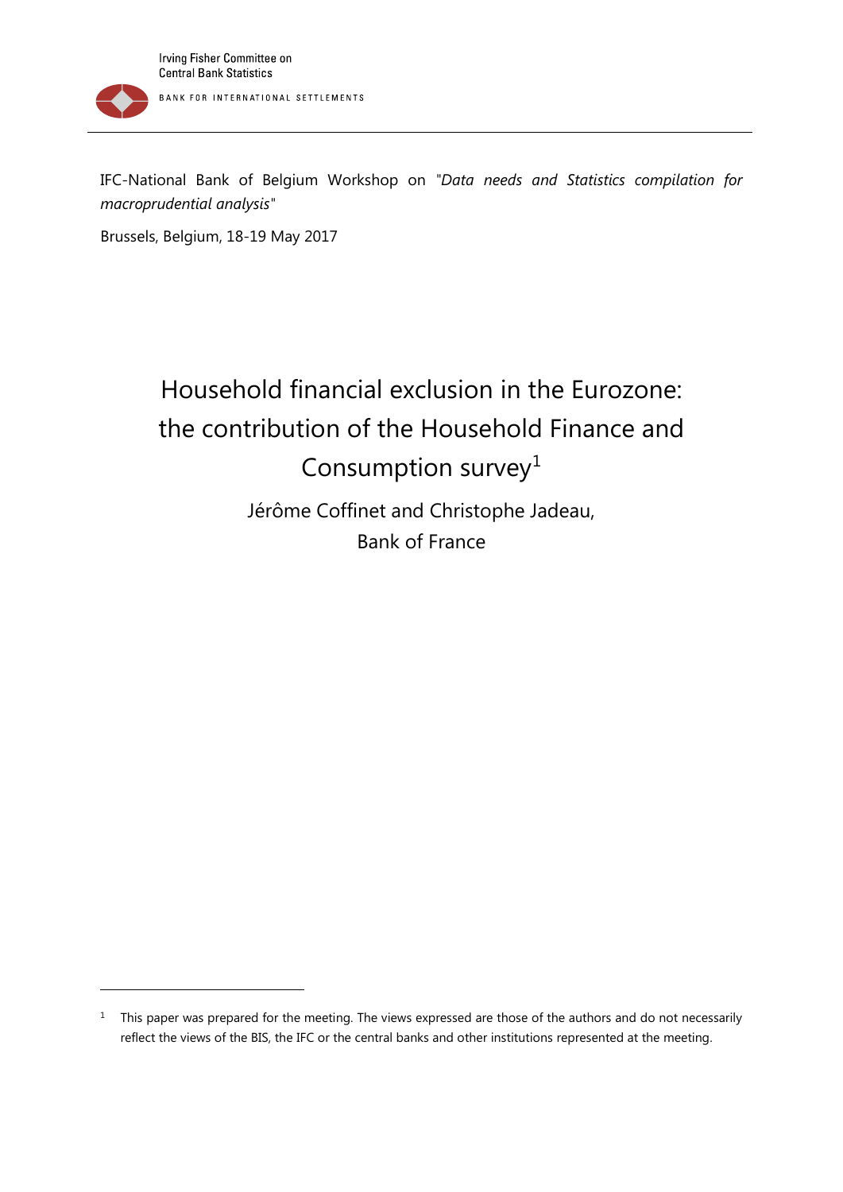Irving Fisher Committee on Central Bank Statistics

BANK FOR INTERNATIONAL SETTLEMENTS

IFC-National Bank of Belgium Workshop on *"Data needs and Statistics compilation for macroprudential analysis"*

Brussels, Belgium, 18-19 May 2017

# Household financial exclusion in the Eurozone: the contribution of the Household Finance and Consumption survey[1]

Jérôme Coffinet and Christophe Jadeau,

Bank of France

[1] This paper was prepared for the meeting. The views expressed are those of the authors and do not necessarily reflect the views of the BIS, the IFC or the central banks and other institutions represented at the meeting.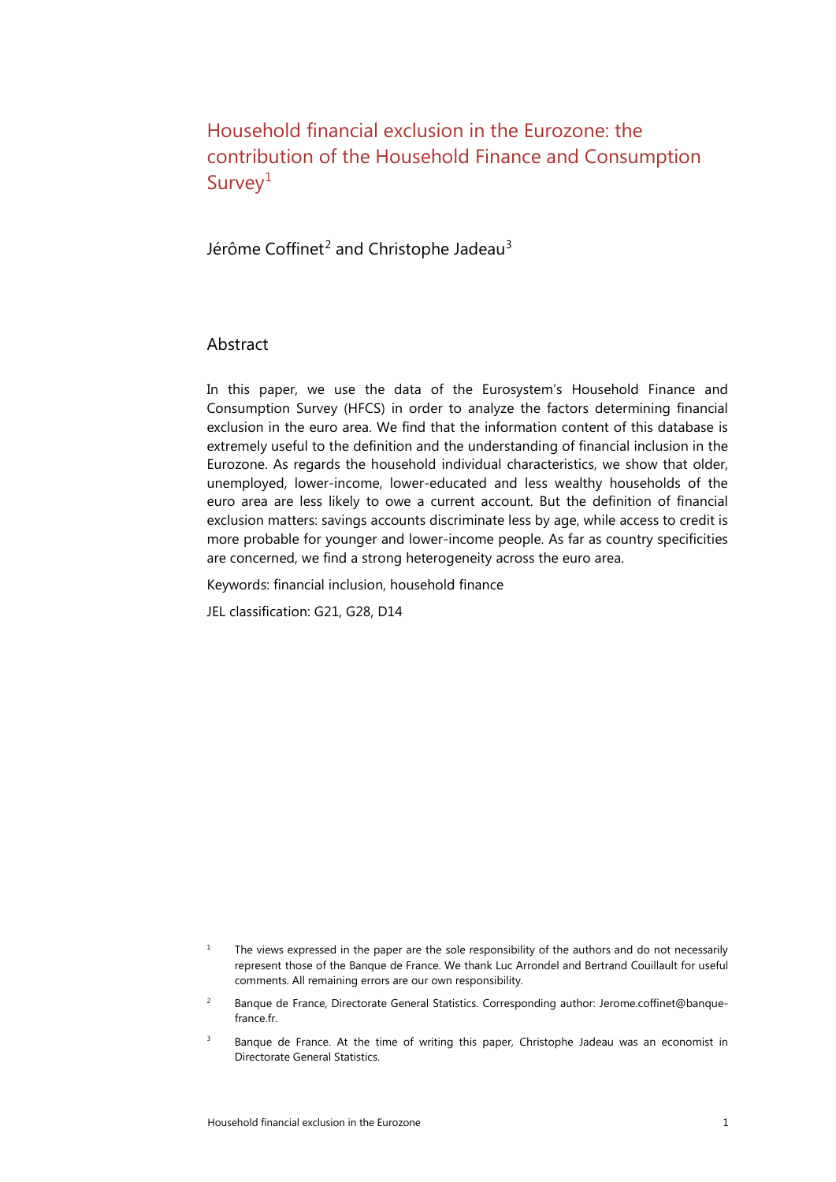# Household financial exclusion in the Eurozone: the contribution of the Household Finance and Consumption Survey[1]

Jérôme Coffinet[2] and Christophe Jadeau[3]

## Abstract

In this paper, we use the data of the Eurosystem's Household Finance and Consumption Survey (HFCS) in order to analyze the factors determining financial exclusion in the euro area. We find that the information content of this database is extremely useful to the definition and the understanding of financial inclusion in the Eurozone. As regards the household individual characteristics, we show that older, unemployed, lower-income, lower-educated and less wealthy households of the euro area are less likely to owe a current account. But the definition of financial exclusion matters: savings accounts discriminate less by age, while access to credit is more probable for younger and lower-income people. As far as country specificities are concerned, we find a strong heterogeneity across the euro area.

Keywords: financial inclusion, household finance

JEL classification: G21, G28, D14

[1] The views expressed in the paper are the sole responsibility of the authors and do not necessarily represent those of the Banque de France. We thank Luc Arrondel and Bertrand Couillault for useful comments. All remaining errors are our own responsibility.

[2] Banque de France, Directorate General Statistics. Corresponding author: Jerome.coffinet@banque-france.fr.

[3] Banque de France. At the time of writing this paper, Christophe Jadeau was an economist in Directorate General Statistics.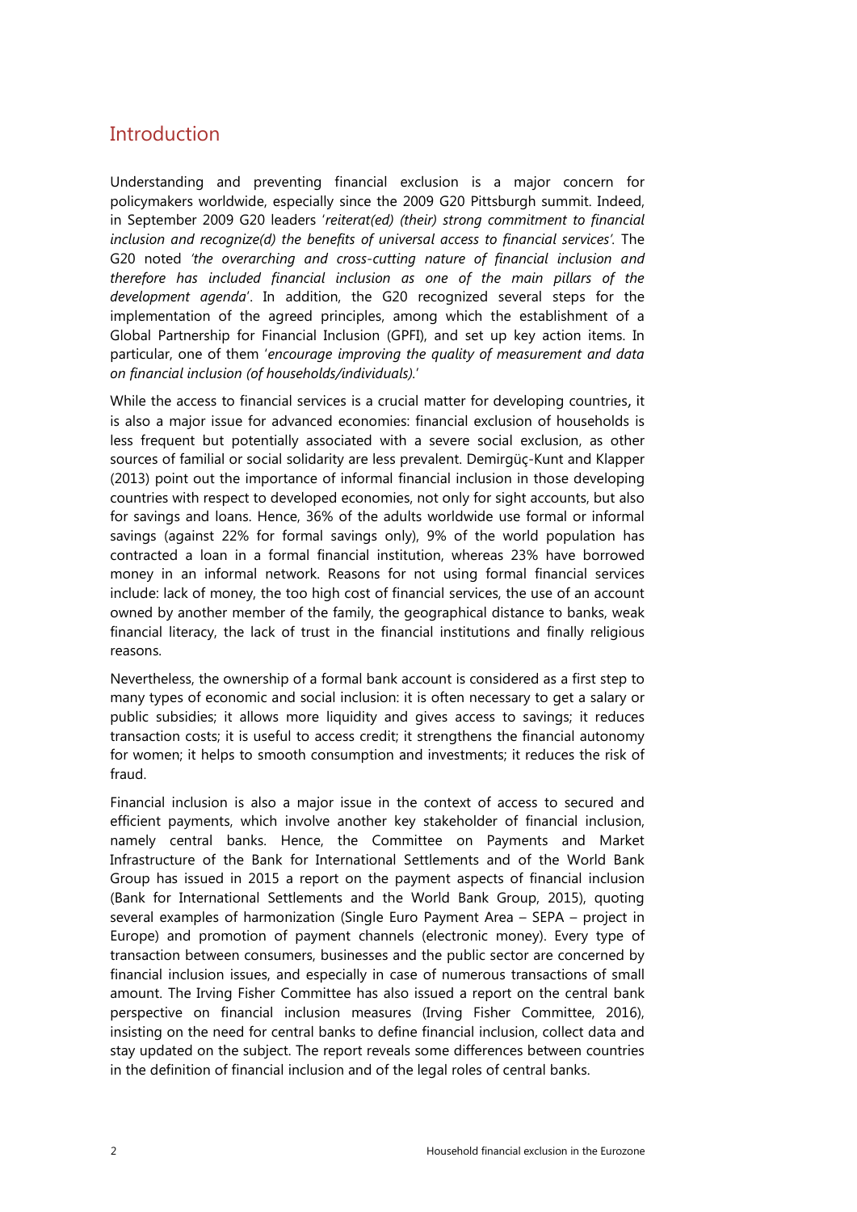## Introduction

Understanding and preventing financial exclusion is a major concern for policymakers worldwide, especially since the 2009 G20 Pittsburgh summit. Indeed, in September 2009 G20 leaders '*reiterat(ed) (their) strong commitment to financial inclusion and recognize(d) the benefits of universal access to financial services'*. The G20 noted *'the overarching and cross-cutting nature of financial inclusion and therefore has included financial inclusion as one of the main pillars of the development agenda'*. In addition, the G20 recognized several steps for the implementation of the agreed principles, among which the establishment of a Global Partnership for Financial Inclusion (GPFI), and set up key action items. In particular, one of them '*encourage improving the quality of measurement and data on financial inclusion (of households/individuals).*'

While the access to financial services is a crucial matter for developing countries, it is also a major issue for advanced economies: financial exclusion of households is less frequent but potentially associated with a severe social exclusion, as other sources of familial or social solidarity are less prevalent. Demirgüç-Kunt and Klapper (2013) point out the importance of informal financial inclusion in those developing countries with respect to developed economies, not only for sight accounts, but also for savings and loans. Hence, 36% of the adults worldwide use formal or informal savings (against 22% for formal savings only), 9% of the world population has contracted a loan in a formal financial institution, whereas 23% have borrowed money in an informal network. Reasons for not using formal financial services include: lack of money, the too high cost of financial services, the use of an account owned by another member of the family, the geographical distance to banks, weak financial literacy, the lack of trust in the financial institutions and finally religious reasons.

Nevertheless, the ownership of a formal bank account is considered as a first step to many types of economic and social inclusion: it is often necessary to get a salary or public subsidies; it allows more liquidity and gives access to savings; it reduces transaction costs; it is useful to access credit; it strengthens the financial autonomy for women; it helps to smooth consumption and investments; it reduces the risk of fraud.

Financial inclusion is also a major issue in the context of access to secured and efficient payments, which involve another key stakeholder of financial inclusion, namely central banks. Hence, the Committee on Payments and Market Infrastructure of the Bank for International Settlements and of the World Bank Group has issued in 2015 a report on the payment aspects of financial inclusion (Bank for International Settlements and the World Bank Group, 2015), quoting several examples of harmonization (Single Euro Payment Area – SEPA – project in Europe) and promotion of payment channels (electronic money). Every type of transaction between consumers, businesses and the public sector are concerned by financial inclusion issues, and especially in case of numerous transactions of small amount. The Irving Fisher Committee has also issued a report on the central bank perspective on financial inclusion measures (Irving Fisher Committee, 2016), insisting on the need for central banks to define financial inclusion, collect data and stay updated on the subject. The report reveals some differences between countries in the definition of financial inclusion and of the legal roles of central banks.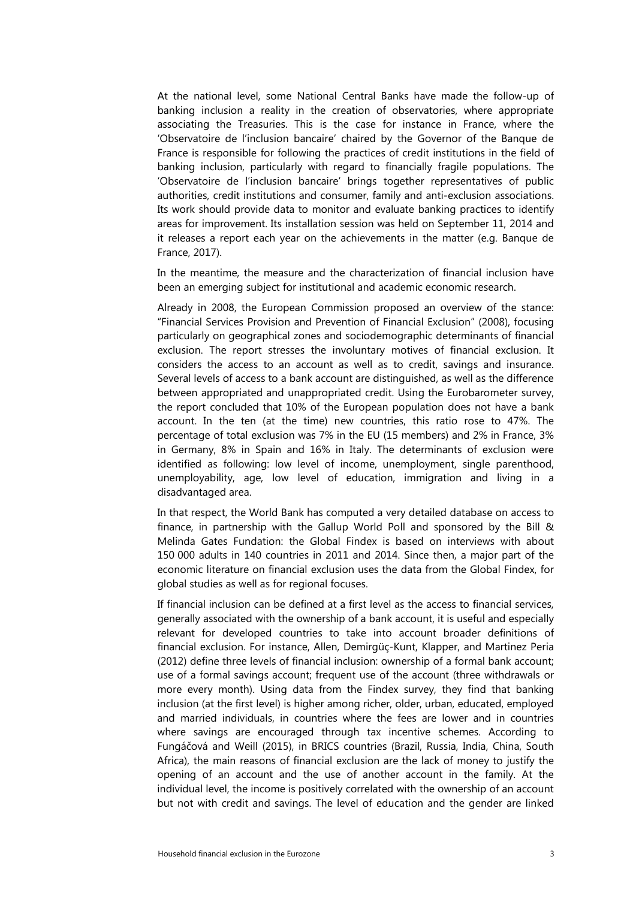At the national level, some National Central Banks have made the follow-up of banking inclusion a reality in the creation of observatories, where appropriate associating the Treasuries. This is the case for instance in France, where the 'Observatoire de l'inclusion bancaire' chaired by the Governor of the Banque de France is responsible for following the practices of credit institutions in the field of banking inclusion, particularly with regard to financially fragile populations. The 'Observatoire de l'inclusion bancaire' brings together representatives of public authorities, credit institutions and consumer, family and anti-exclusion associations. Its work should provide data to monitor and evaluate banking practices to identify areas for improvement. Its installation session was held on September 11, 2014 and it releases a report each year on the achievements in the matter (e.g. Banque de France, 2017).

In the meantime, the measure and the characterization of financial inclusion have been an emerging subject for institutional and academic economic research.

Already in 2008, the European Commission proposed an overview of the stance: "Financial Services Provision and Prevention of Financial Exclusion" (2008), focusing particularly on geographical zones and sociodemographic determinants of financial exclusion. The report stresses the involuntary motives of financial exclusion. It considers the access to an account as well as to credit, savings and insurance. Several levels of access to a bank account are distinguished, as well as the difference between appropriated and unappropriated credit. Using the Eurobarometer survey, the report concluded that 10% of the European population does not have a bank account. In the ten (at the time) new countries, this ratio rose to 47%. The percentage of total exclusion was 7% in the EU (15 members) and 2% in France, 3% in Germany, 8% in Spain and 16% in Italy. The determinants of exclusion were identified as following: low level of income, unemployment, single parenthood, unemployability, age, low level of education, immigration and living in a disadvantaged area.

In that respect, the World Bank has computed a very detailed database on access to finance, in partnership with the Gallup World Poll and sponsored by the Bill & Melinda Gates Fundation: the Global Findex is based on interviews with about 150 000 adults in 140 countries in 2011 and 2014. Since then, a major part of the economic literature on financial exclusion uses the data from the Global Findex, for global studies as well as for regional focuses.

If financial inclusion can be defined at a first level as the access to financial services, generally associated with the ownership of a bank account, it is useful and especially relevant for developed countries to take into account broader definitions of financial exclusion. For instance, Allen, Demirgüç-Kunt, Klapper, and Martinez Peria (2012) define three levels of financial inclusion: ownership of a formal bank account; use of a formal savings account; frequent use of the account (three withdrawals or more every month). Using data from the Findex survey, they find that banking inclusion (at the first level) is higher among richer, older, urban, educated, employed and married individuals, in countries where the fees are lower and in countries where savings are encouraged through tax incentive schemes. According to Fungáčová and Weill (2015), in BRICS countries (Brazil, Russia, India, China, South Africa), the main reasons of financial exclusion are the lack of money to justify the opening of an account and the use of another account in the family. At the individual level, the income is positively correlated with the ownership of an account but not with credit and savings. The level of education and the gender are linked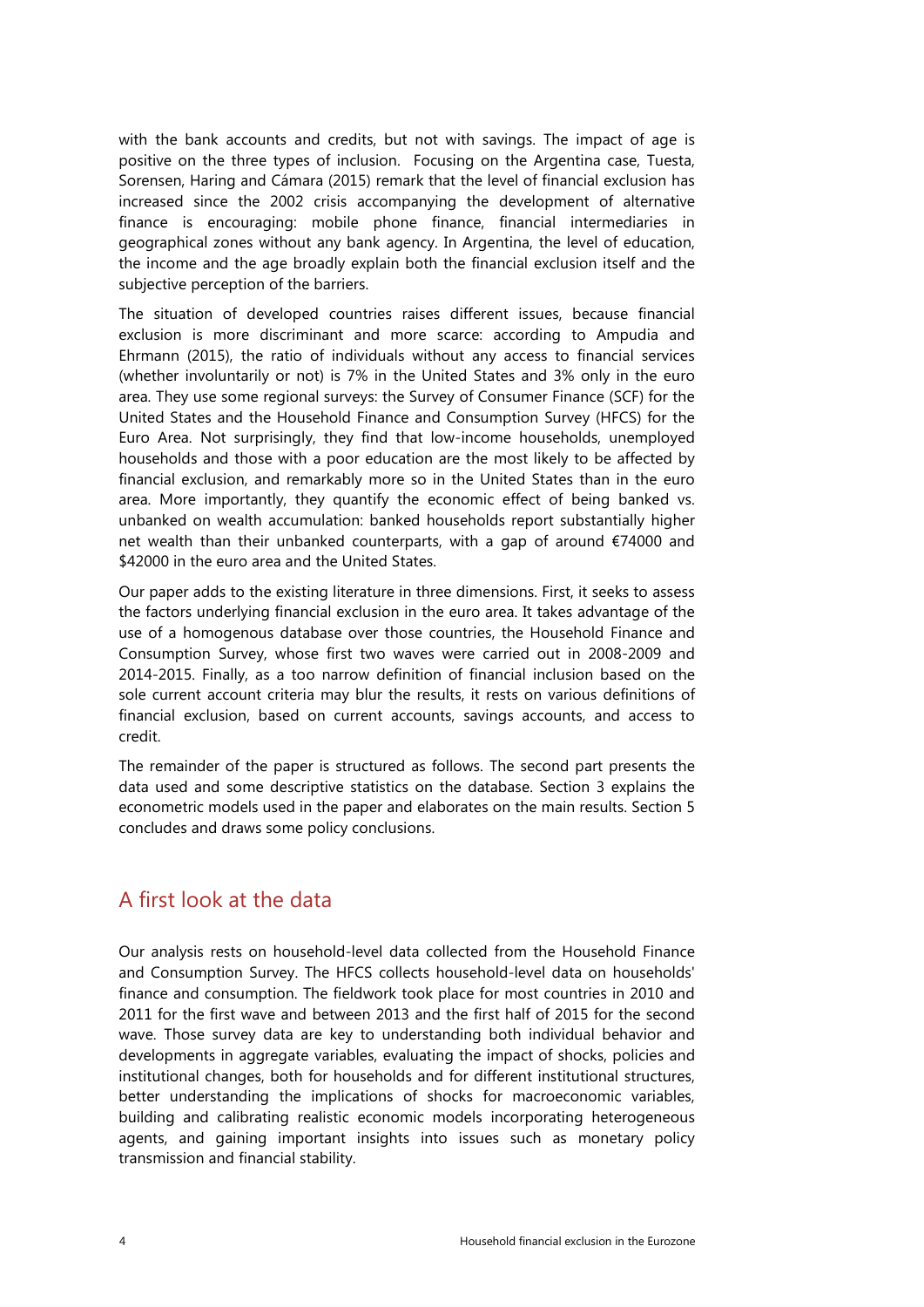with the bank accounts and credits, but not with savings. The impact of age is positive on the three types of inclusion. Focusing on the Argentina case, Tuesta, Sorensen, Haring and Cámara (2015) remark that the level of financial exclusion has increased since the 2002 crisis accompanying the development of alternative finance is encouraging: mobile phone finance, financial intermediaries in geographical zones without any bank agency. In Argentina, the level of education, the income and the age broadly explain both the financial exclusion itself and the subjective perception of the barriers.

The situation of developed countries raises different issues, because financial exclusion is more discriminant and more scarce: according to Ampudia and Ehrmann (2015), the ratio of individuals without any access to financial services (whether involuntarily or not) is 7% in the United States and 3% only in the euro area. They use some regional surveys: the Survey of Consumer Finance (SCF) for the United States and the Household Finance and Consumption Survey (HFCS) for the Euro Area. Not surprisingly, they find that low-income households, unemployed households and those with a poor education are the most likely to be affected by financial exclusion, and remarkably more so in the United States than in the euro area. More importantly, they quantify the economic effect of being banked vs. unbanked on wealth accumulation: banked households report substantially higher net wealth than their unbanked counterparts, with a gap of around €74000 and $42000 in the euro area and the United States.

Our paper adds to the existing literature in three dimensions. First, it seeks to assess the factors underlying financial exclusion in the euro area. It takes advantage of the use of a homogenous database over those countries, the Household Finance and Consumption Survey, whose first two waves were carried out in 2008-2009 and 2014-2015. Finally, as a too narrow definition of financial inclusion based on the sole current account criteria may blur the results, it rests on various definitions of financial exclusion, based on current accounts, savings accounts, and access to credit.

The remainder of the paper is structured as follows. The second part presents the data used and some descriptive statistics on the database. Section 3 explains the econometric models used in the paper and elaborates on the main results. Section 5 concludes and draws some policy conclusions.

## A first look at the data

Our analysis rests on household-level data collected from the Household Finance and Consumption Survey. The HFCS collects household-level data on households' finance and consumption. The fieldwork took place for most countries in 2010 and 2011 for the first wave and between 2013 and the first half of 2015 for the second wave. Those survey data are key to understanding both individual behavior and developments in aggregate variables, evaluating the impact of shocks, policies and institutional changes, both for households and for different institutional structures, better understanding the implications of shocks for macroeconomic variables, building and calibrating realistic economic models incorporating heterogeneous agents, and gaining important insights into issues such as monetary policy transmission and financial stability.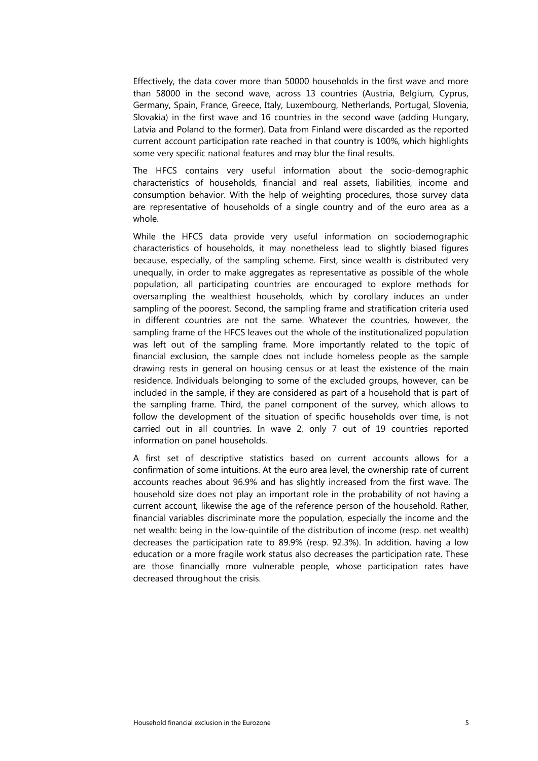Effectively, the data cover more than 50000 households in the first wave and more than 58000 in the second wave, across 13 countries (Austria, Belgium, Cyprus, Germany, Spain, France, Greece, Italy, Luxembourg, Netherlands, Portugal, Slovenia, Slovakia) in the first wave and 16 countries in the second wave (adding Hungary, Latvia and Poland to the former). Data from Finland were discarded as the reported current account participation rate reached in that country is 100%, which highlights some very specific national features and may blur the final results.

The HFCS contains very useful information about the socio-demographic characteristics of households, financial and real assets, liabilities, income and consumption behavior. With the help of weighting procedures, those survey data are representative of households of a single country and of the euro area as a whole.

While the HFCS data provide very useful information on sociodemographic characteristics of households, it may nonetheless lead to slightly biased figures because, especially, of the sampling scheme. First, since wealth is distributed very unequally, in order to make aggregates as representative as possible of the whole population, all participating countries are encouraged to explore methods for oversampling the wealthiest households, which by corollary induces an under sampling of the poorest. Second, the sampling frame and stratification criteria used in different countries are not the same. Whatever the countries, however, the sampling frame of the HFCS leaves out the whole of the institutionalized population was left out of the sampling frame. More importantly related to the topic of financial exclusion, the sample does not include homeless people as the sample drawing rests in general on housing census or at least the existence of the main residence. Individuals belonging to some of the excluded groups, however, can be included in the sample, if they are considered as part of a household that is part of the sampling frame. Third, the panel component of the survey, which allows to follow the development of the situation of specific households over time, is not carried out in all countries. In wave 2, only 7 out of 19 countries reported information on panel households.

A first set of descriptive statistics based on current accounts allows for a confirmation of some intuitions. At the euro area level, the ownership rate of current accounts reaches about 96.9% and has slightly increased from the first wave. The household size does not play an important role in the probability of not having a current account, likewise the age of the reference person of the household. Rather, financial variables discriminate more the population, especially the income and the net wealth: being in the low-quintile of the distribution of income (resp. net wealth) decreases the participation rate to 89.9% (resp. 92.3%). In addition, having a low education or a more fragile work status also decreases the participation rate. These are those financially more vulnerable people, whose participation rates have decreased throughout the crisis.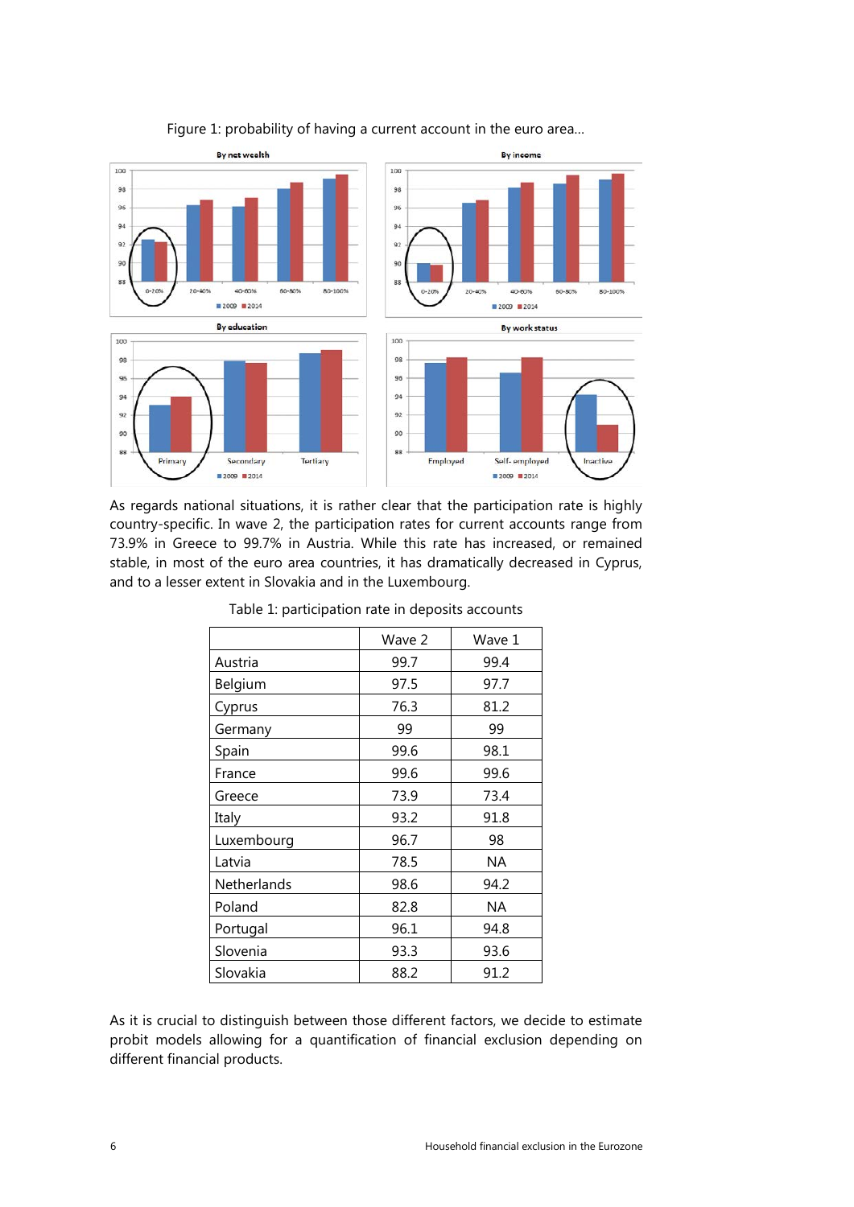Figure 1: probability of having a current account in the euro area...

As regards national situations, it is rather clear that the participation rate is highly country-specific. In wave 2, the participation rates for current accounts range from 73.9% in Greece to 99.7% in Austria. While this rate has increased, or remained stable, in most of the euro area countries, it has dramatically decreased in Cyprus, and to a lesser extent in Slovakia and in the Luxembourg.

Table 1: participation rate in deposits accounts

| | Wave 2 | Wave 1 |
|---|---|---|
| Austria | 99.7 | 99.4 |
| Belgium | 97.5 | 97.7 |
| Cyprus | 76.3 | 81.2 |
| Germany | 99 | 99 |
| Spain | 99.6 | 98.1 |
| France | 99.6 | 99.6 |
| Greece | 73.9 | 73.4 |
| Italy | 93.2 | 91.8 |
| Luxembourg | 96.7 | 98 |
| Latvia | 78.5 | NA |
| Netherlands | 98.6 | 94.2 |
| Poland | 82.8 | NA |
| Portugal | 96.1 | 94.8 |
| Slovenia | 93.3 | 93.6 |
| Slovakia | 88.2 | 91.2 |

As it is crucial to distinguish between those different factors, we decide to estimate probit models allowing for a quantification of financial exclusion depending on different financial products.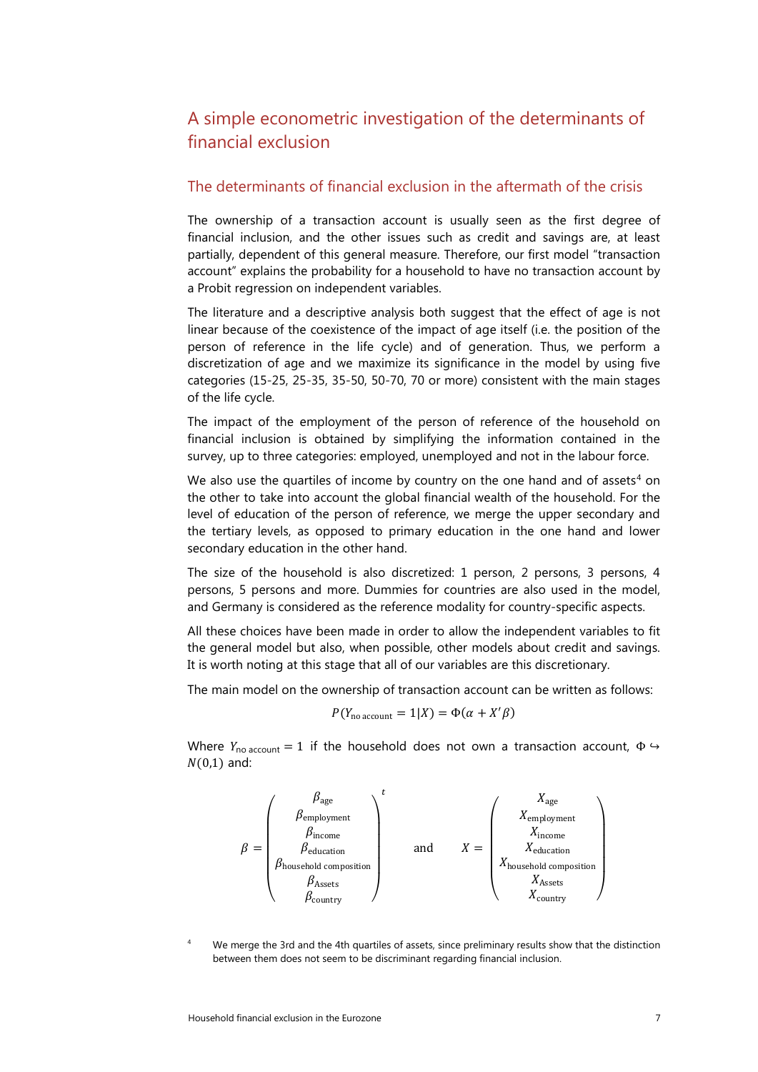## A simple econometric investigation of the determinants of financial exclusion

### The determinants of financial exclusion in the aftermath of the crisis

The ownership of a transaction account is usually seen as the first degree of financial inclusion, and the other issues such as credit and savings are, at least partially, dependent of this general measure. Therefore, our first model "transaction account" explains the probability for a household to have no transaction account by a Probit regression on independent variables.

The literature and a descriptive analysis both suggest that the effect of age is not linear because of the coexistence of the impact of age itself (i.e. the position of the person of reference in the life cycle) and of generation. Thus, we perform a discretization of age and we maximize its significance in the model by using five categories (15-25, 25-35, 35-50, 50-70, 70 or more) consistent with the main stages of the life cycle.

The impact of the employment of the person of reference of the household on financial inclusion is obtained by simplifying the information contained in the survey, up to three categories: employed, unemployed and not in the labour force.

We also use the quartiles of income by country on the one hand and of assets[4] on the other to take into account the global financial wealth of the household. For the level of education of the person of reference, we merge the upper secondary and the tertiary levels, as opposed to primary education in the one hand and lower secondary education in the other hand.

The size of the household is also discretized: 1 person, 2 persons, 3 persons, 4 persons, 5 persons and more. Dummies for countries are also used in the model, and Germany is considered as the reference modality for country-specific aspects.

All these choices have been made in order to allow the independent variables to fit the general model but also, when possible, other models about credit and savings. It is worth noting at this stage that all of our variables are this discretionary.

The main model on the ownership of transaction account can be written as follows:

$$P(Y_{\text{no account}} = 1|X) = \Phi(\alpha + X'\beta)$$

Where $Y_{\text{no account}} = 1$ if the household does not own a transaction account, $\Phi \hookrightarrow N(0,1)$ and:

$$\beta = \begin{pmatrix} \beta_{\text{age}} \\ \beta_{\text{employment}} \\ \beta_{\text{income}} \\ \beta_{\text{education}} \\ \beta_{\text{household composition}} \\ \beta_{\text{Assets}} \\ \beta_{\text{country}} \end{pmatrix}^t \quad \text{and} \quad X = \begin{pmatrix} X_{\text{age}} \\ X_{\text{employment}} \\ X_{\text{income}} \\ X_{\text{education}} \\ X_{\text{household composition}} \\ X_{\text{Assets}} \\ X_{\text{country}} \end{pmatrix}$$

[4] We merge the 3rd and the 4th quartiles of assets, since preliminary results show that the distinction between them does not seem to be discriminant regarding financial inclusion.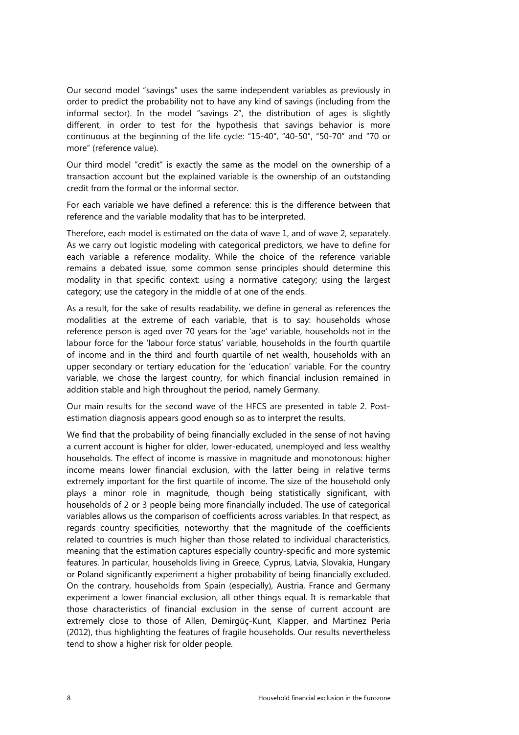Our second model “savings” uses the same independent variables as previously in order to predict the probability not to have any kind of savings (including from the informal sector). In the model “savings 2”, the distribution of ages is slightly different, in order to test for the hypothesis that savings behavior is more continuous at the beginning of the life cycle: “15-40”, “40-50”, “50-70” and “70 or more” (reference value).

Our third model “credit” is exactly the same as the model on the ownership of a transaction account but the explained variable is the ownership of an outstanding credit from the formal or the informal sector.

For each variable we have defined a reference: this is the difference between that reference and the variable modality that has to be interpreted.

Therefore, each model is estimated on the data of wave 1, and of wave 2, separately. As we carry out logistic modeling with categorical predictors, we have to define for each variable a reference modality. While the choice of the reference variable remains a debated issue, some common sense principles should determine this modality in that specific context: using a normative category; using the largest category; use the category in the middle of at one of the ends.

As a result, for the sake of results readability, we define in general as references the modalities at the extreme of each variable, that is to say: households whose reference person is aged over 70 years for the ‘age’ variable, households not in the labour force for the ‘labour force status’ variable, households in the fourth quartile of income and in the third and fourth quartile of net wealth, households with an upper secondary or tertiary education for the ‘education’ variable. For the country variable, we chose the largest country, for which financial inclusion remained in addition stable and high throughout the period, namely Germany.

Our main results for the second wave of the HFCS are presented in table 2. Post-estimation diagnosis appears good enough so as to interpret the results.

We find that the probability of being financially excluded in the sense of not having a current account is higher for older, lower-educated, unemployed and less wealthy households. The effect of income is massive in magnitude and monotonous: higher income means lower financial exclusion, with the latter being in relative terms extremely important for the first quartile of income. The size of the household only plays a minor role in magnitude, though being statistically significant, with households of 2 or 3 people being more financially included. The use of categorical variables allows us the comparison of coefficients across variables. In that respect, as regards country specificities, noteworthy that the magnitude of the coefficients related to countries is much higher than those related to individual characteristics, meaning that the estimation captures especially country-specific and more systemic features. In particular, households living in Greece, Cyprus, Latvia, Slovakia, Hungary or Poland significantly experiment a higher probability of being financially excluded. On the contrary, households from Spain (especially), Austria, France and Germany experiment a lower financial exclusion, all other things equal. It is remarkable that those characteristics of financial exclusion in the sense of current account are extremely close to those of Allen, Demirgüç-Kunt, Klapper, and Martinez Peria (2012), thus highlighting the features of fragile households. Our results nevertheless tend to show a higher risk for older people.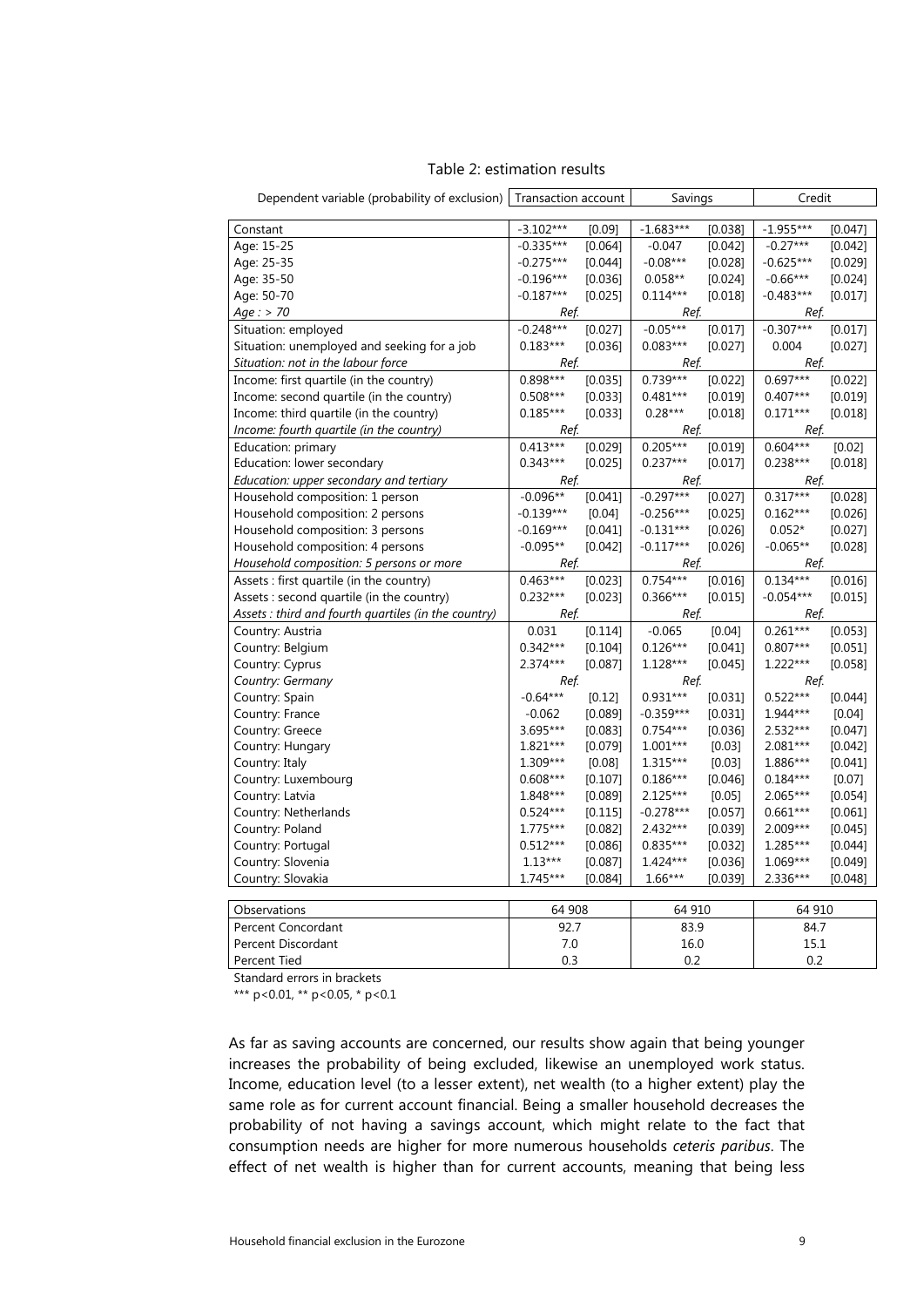Table 2: estimation results

| Dependent variable (probability of exclusion) | Transaction account | | Savings | | Credit | |
|---|---|---|---|---|---|---|
| Constant | -3.102*** | [0.09] | -1.683*** | [0.038] | -1.955*** | [0.047] |
| Age: 15-25 | -0.335*** | [0.064] | -0.047 | [0.042] | -0.27*** | [0.042] |
| Age: 25-35 | -0.275*** | [0.044] | -0.08*** | [0.028] | -0.625*** | [0.029] |
| Age: 35-50 | -0.196*** | [0.036] | 0.058** | [0.024] | -0.66*** | [0.024] |
| Age: 50-70 | -0.187*** | [0.025] | 0.114*** | [0.018] | -0.483*** | [0.017] |
| *Age : > 70* | *Ref.* | | *Ref.* | | *Ref.* | |
| Situation: employed | -0.248*** | [0.027] | -0.05*** | [0.017] | -0.307*** | [0.017] |
| Situation: unemployed and seeking for a job | 0.183*** | [0.036] | 0.083*** | [0.027] | 0.004 | [0.027] |
| *Situation: not in the labour force* | *Ref.* | | *Ref.* | | *Ref.* | |
| Income: first quartile (in the country) | 0.898*** | [0.035] | 0.739*** | [0.022] | 0.697*** | [0.022] |
| Income: second quartile (in the country) | 0.508*** | [0.033] | 0.481*** | [0.019] | 0.407*** | [0.019] |
| Income: third quartile (in the country) | 0.185*** | [0.033] | 0.28*** | [0.018] | 0.171*** | [0.018] |
| *Income: fourth quartile (in the country)* | *Ref.* | | *Ref.* | | *Ref.* | |
| Education: primary | 0.413*** | [0.029] | 0.205*** | [0.019] | 0.604*** | [0.02] |
| Education: lower secondary | 0.343*** | [0.025] | 0.237*** | [0.017] | 0.238*** | [0.018] |
| *Education: upper secondary and tertiary* | *Ref.* | | *Ref.* | | *Ref.* | |
| Household composition: 1 person | -0.096** | [0.041] | -0.297*** | [0.027] | 0.317*** | [0.028] |
| Household composition: 2 persons | -0.139*** | [0.04] | -0.256*** | [0.025] | 0.162*** | [0.026] |
| Household composition: 3 persons | -0.169*** | [0.041] | -0.131*** | [0.026] | 0.052* | [0.027] |
| Household composition: 4 persons | -0.095** | [0.042] | -0.117*** | [0.026] | -0.065** | [0.028] |
| *Household composition: 5 persons or more* | *Ref.* | | *Ref.* | | *Ref.* | |
| Assets : first quartile (in the country) | 0.463*** | [0.023] | 0.754*** | [0.016] | 0.134*** | [0.016] |
| Assets : second quartile (in the country) | 0.232*** | [0.023] | 0.366*** | [0.015] | -0.054*** | [0.015] |
| *Assets : third and fourth quartiles (in the country)* | *Ref.* | | *Ref.* | | *Ref.* | |
| Country: Austria | 0.031 | [0.114] | -0.065 | [0.04] | 0.261*** | [0.053] |
| Country: Belgium | 0.342*** | [0.104] | 0.126*** | [0.041] | 0.807*** | [0.051] |
| Country: Cyprus | 2.374*** | [0.087] | 1.128*** | [0.045] | 1.222*** | [0.058] |
| *Country: Germany* | *Ref.* | | *Ref.* | | *Ref.* | |
| Country: Spain | -0.64*** | [0.12] | 0.931*** | [0.031] | 0.522*** | [0.044] |
| Country: France | -0.062 | [0.089] | -0.359*** | [0.031] | 1.944*** | [0.04] |
| Country: Greece | 3.695*** | [0.083] | 0.754*** | [0.036] | 2.532*** | [0.047] |
| Country: Hungary | 1.821*** | [0.079] | 1.001*** | [0.03] | 2.081*** | [0.042] |
| Country: Italy | 1.309*** | [0.08] | 1.315*** | [0.03] | 1.886*** | [0.041] |
| Country: Luxembourg | 0.608*** | [0.107] | 0.186*** | [0.046] | 0.184*** | [0.07] |
| Country: Latvia | 1.848*** | [0.089] | 2.125*** | [0.05] | 2.065*** | [0.054] |
| Country: Netherlands | 0.524*** | [0.115] | -0.278*** | [0.057] | 0.661*** | [0.061] |
| Country: Poland | 1.775*** | [0.082] | 2.432*** | [0.039] | 2.009*** | [0.045] |
| Country: Portugal | 0.512*** | [0.086] | 0.835*** | [0.032] | 1.285*** | [0.044] |
| Country: Slovenia | 1.13*** | [0.087] | 1.424*** | [0.036] | 1.069*** | [0.049] |
| Country: Slovakia | 1.745*** | [0.084] | 1.66*** | [0.039] | 2.336*** | [0.048] |
| Observations | 64 908 | | 64 910 | | 64 910 | |
| Percent Concordant | 92.7 | | 83.9 | | 84.7 | |
| Percent Discordant | 7.0 | | 16.0 | | 15.1 | |
| Percent Tied | 0.3 | | 0.2 | | 0.2 | |

Standard errors in brackets

*** p<0.01, ** p<0.05, * p<0.1

As far as saving accounts are concerned, our results show again that being younger increases the probability of being excluded, likewise an unemployed work status. Income, education level (to a lesser extent), net wealth (to a higher extent) play the same role as for current account financial. Being a smaller household decreases the probability of not having a savings account, which might relate to the fact that consumption needs are higher for more numerous households *ceteris paribus*. The effect of net wealth is higher than for current accounts, meaning that being less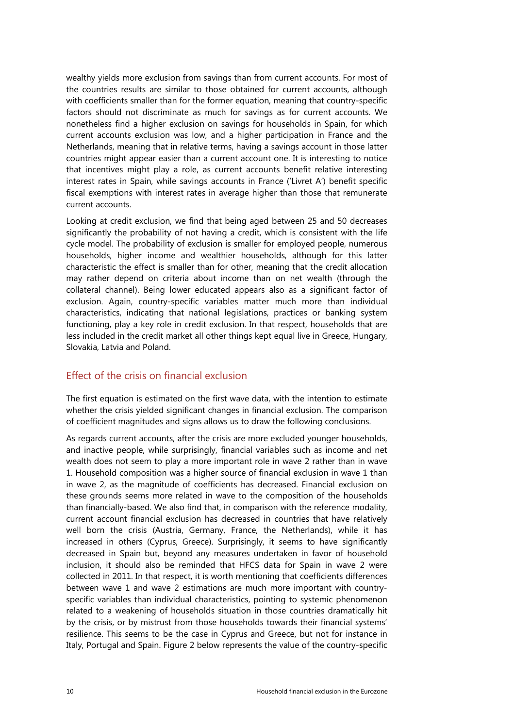wealthy yields more exclusion from savings than from current accounts. For most of the countries results are similar to those obtained for current accounts, although with coefficients smaller than for the former equation, meaning that country-specific factors should not discriminate as much for savings as for current accounts. We nonetheless find a higher exclusion on savings for households in Spain, for which current accounts exclusion was low, and a higher participation in France and the Netherlands, meaning that in relative terms, having a savings account in those latter countries might appear easier than a current account one. It is interesting to notice that incentives might play a role, as current accounts benefit relative interesting interest rates in Spain, while savings accounts in France ('Livret A') benefit specific fiscal exemptions with interest rates in average higher than those that remunerate current accounts.

Looking at credit exclusion, we find that being aged between 25 and 50 decreases significantly the probability of not having a credit, which is consistent with the life cycle model. The probability of exclusion is smaller for employed people, numerous households, higher income and wealthier households, although for this latter characteristic the effect is smaller than for other, meaning that the credit allocation may rather depend on criteria about income than on net wealth (through the collateral channel). Being lower educated appears also as a significant factor of exclusion. Again, country-specific variables matter much more than individual characteristics, indicating that national legislations, practices or banking system functioning, play a key role in credit exclusion. In that respect, households that are less included in the credit market all other things kept equal live in Greece, Hungary, Slovakia, Latvia and Poland.

## Effect of the crisis on financial exclusion

The first equation is estimated on the first wave data, with the intention to estimate whether the crisis yielded significant changes in financial exclusion. The comparison of coefficient magnitudes and signs allows us to draw the following conclusions.

As regards current accounts, after the crisis are more excluded younger households, and inactive people, while surprisingly, financial variables such as income and net wealth does not seem to play a more important role in wave 2 rather than in wave 1. Household composition was a higher source of financial exclusion in wave 1 than in wave 2, as the magnitude of coefficients has decreased. Financial exclusion on these grounds seems more related in wave to the composition of the households than financially-based. We also find that, in comparison with the reference modality, current account financial exclusion has decreased in countries that have relatively well born the crisis (Austria, Germany, France, the Netherlands), while it has increased in others (Cyprus, Greece). Surprisingly, it seems to have significantly decreased in Spain but, beyond any measures undertaken in favor of household inclusion, it should also be reminded that HFCS data for Spain in wave 2 were collected in 2011. In that respect, it is worth mentioning that coefficients differences between wave 1 and wave 2 estimations are much more important with country-specific variables than individual characteristics, pointing to systemic phenomenon related to a weakening of households situation in those countries dramatically hit by the crisis, or by mistrust from those households towards their financial systems' resilience. This seems to be the case in Cyprus and Greece, but not for instance in Italy, Portugal and Spain. Figure 2 below represents the value of the country-specific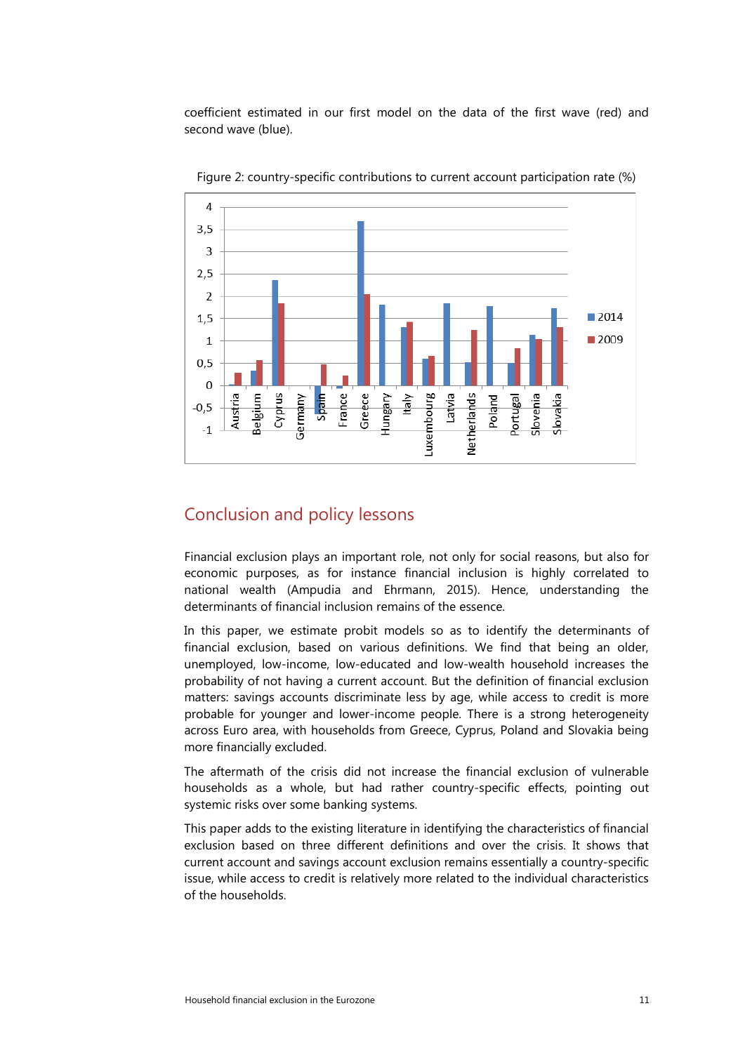coefficient estimated in our first model on the data of the first wave (red) and second wave (blue).

Figure 2: country-specific contributions to current account participation rate (%)

## Conclusion and policy lessons

Financial exclusion plays an important role, not only for social reasons, but also for economic purposes, as for instance financial inclusion is highly correlated to national wealth (Ampudia and Ehrmann, 2015). Hence, understanding the determinants of financial inclusion remains of the essence.

In this paper, we estimate probit models so as to identify the determinants of financial exclusion, based on various definitions. We find that being an older, unemployed, low-income, low-educated and low-wealth household increases the probability of not having a current account. But the definition of financial exclusion matters: savings accounts discriminate less by age, while access to credit is more probable for younger and lower-income people. There is a strong heterogeneity across Euro area, with households from Greece, Cyprus, Poland and Slovakia being more financially excluded.

The aftermath of the crisis did not increase the financial exclusion of vulnerable households as a whole, but had rather country-specific effects, pointing out systemic risks over some banking systems.

This paper adds to the existing literature in identifying the characteristics of financial exclusion based on three different definitions and over the crisis. It shows that current account and savings account exclusion remains essentially a country-specific issue, while access to credit is relatively more related to the individual characteristics of the households.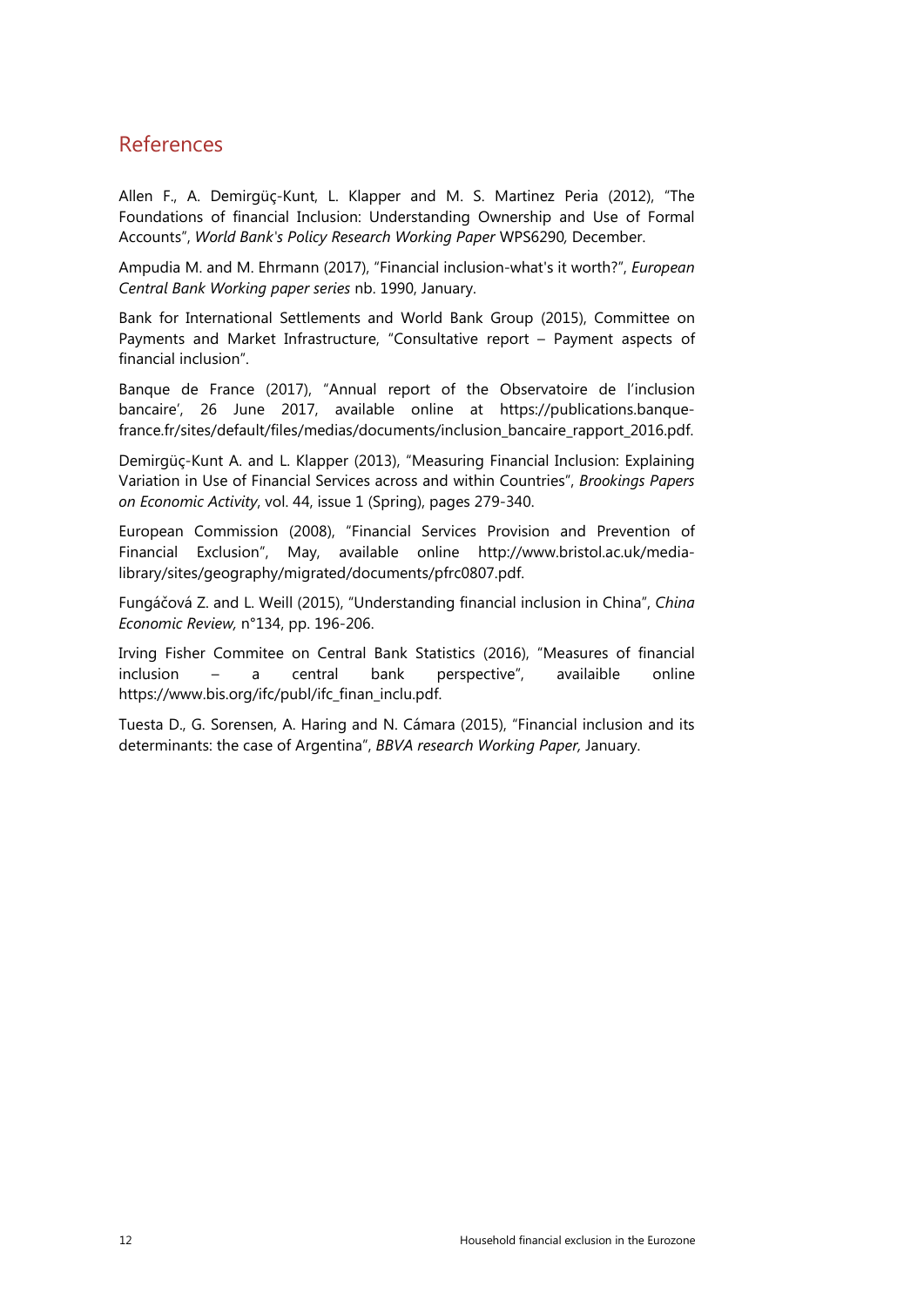## References

Allen F., A. Demirgüç-Kunt, L. Klapper and M. S. Martinez Peria (2012), "The Foundations of financial Inclusion: Understanding Ownership and Use of Formal Accounts", *World Bank's Policy Research Working Paper* WPS6290*,* December.

Ampudia M. and M. Ehrmann (2017), "Financial inclusion-what's it worth?", *European Central Bank Working paper series* nb. 1990, January.

Bank for International Settlements and World Bank Group (2015), Committee on Payments and Market Infrastructure, "Consultative report – Payment aspects of financial inclusion".

Banque de France (2017), "Annual report of the Observatoire de l'inclusion bancaire', 26 June 2017, available online at https://publications.banque-france.fr/sites/default/files/medias/documents/inclusion_bancaire_rapport_2016.pdf.

Demirgüç-Kunt A. and L. Klapper (2013), "Measuring Financial Inclusion: Explaining Variation in Use of Financial Services across and within Countries", *Brookings Papers on Economic Activity*, vol. 44, issue 1 (Spring), pages 279-340.

European Commission (2008), "Financial Services Provision and Prevention of Financial Exclusion", May, available online http://www.bristol.ac.uk/media-library/sites/geography/migrated/documents/pfrc0807.pdf.

Fungáčová Z. and L. Weill (2015), "Understanding financial inclusion in China", *China Economic Review,* n°134, pp. 196-206.

Irving Fisher Commitee on Central Bank Statistics (2016), "Measures of financial inclusion – a central bank perspective", availaible online https://www.bis.org/ifc/publ/ifc_finan_inclu.pdf.

Tuesta D., G. Sorensen, A. Haring and N. Cámara (2015), "Financial inclusion and its determinants: the case of Argentina", *BBVA research Working Paper,* January.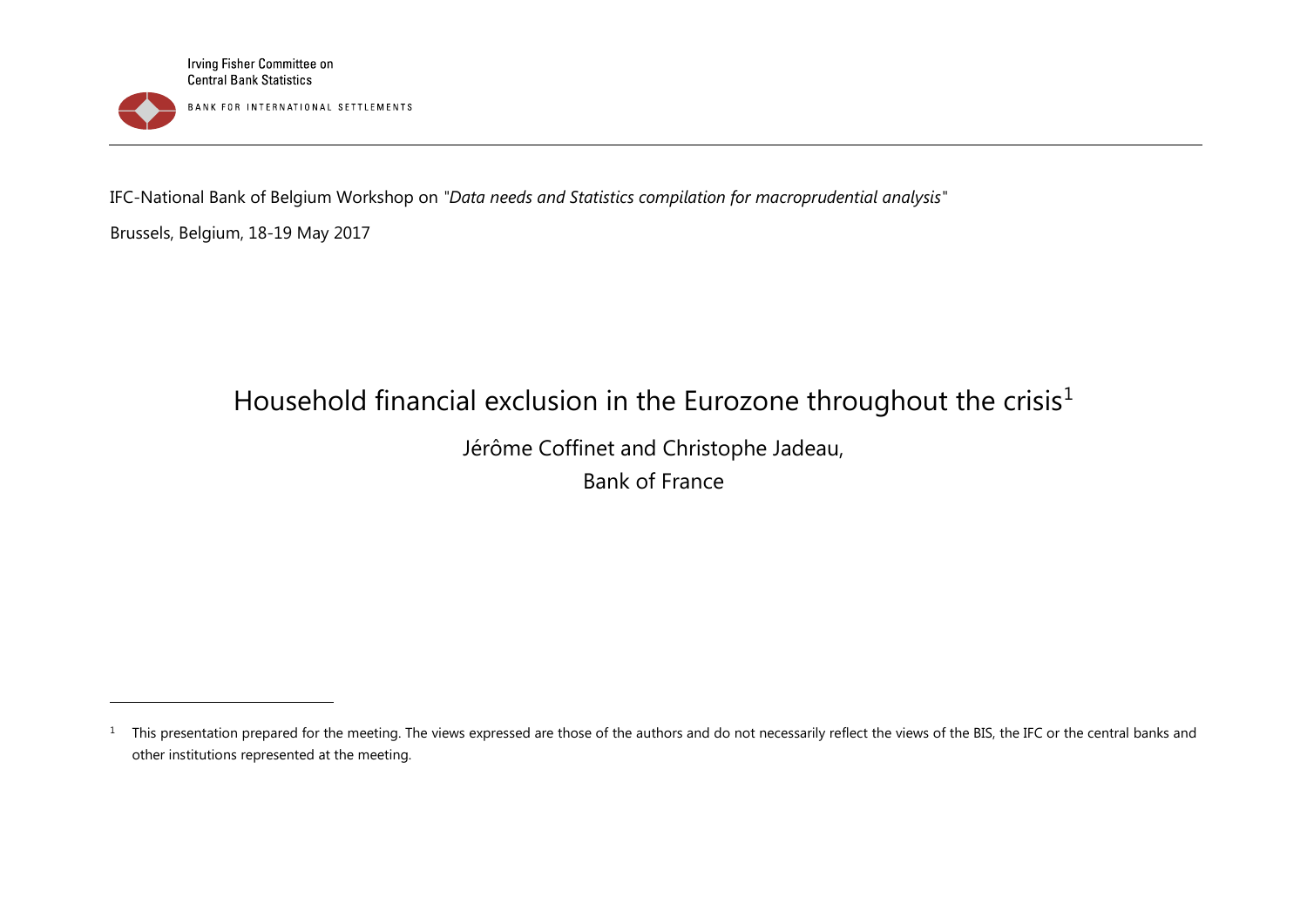Irving Fisher Committee on Central Bank Statistics

BANK FOR INTERNATIONAL SETTLEMENTS

IFC-National Bank of Belgium Workshop on "*Data needs and Statistics compilation for macroprudential analysis*"

Brussels, Belgium, 18-19 May 2017

# Household financial exclusion in the Eurozone throughout the crisis[1]

Jérôme Coffinet and Christophe Jadeau,

Bank of France

[1] This presentation prepared for the meeting. The views expressed are those of the authors and do not necessarily reflect the views of the BIS, the IFC or the central banks and other institutions represented at the meeting.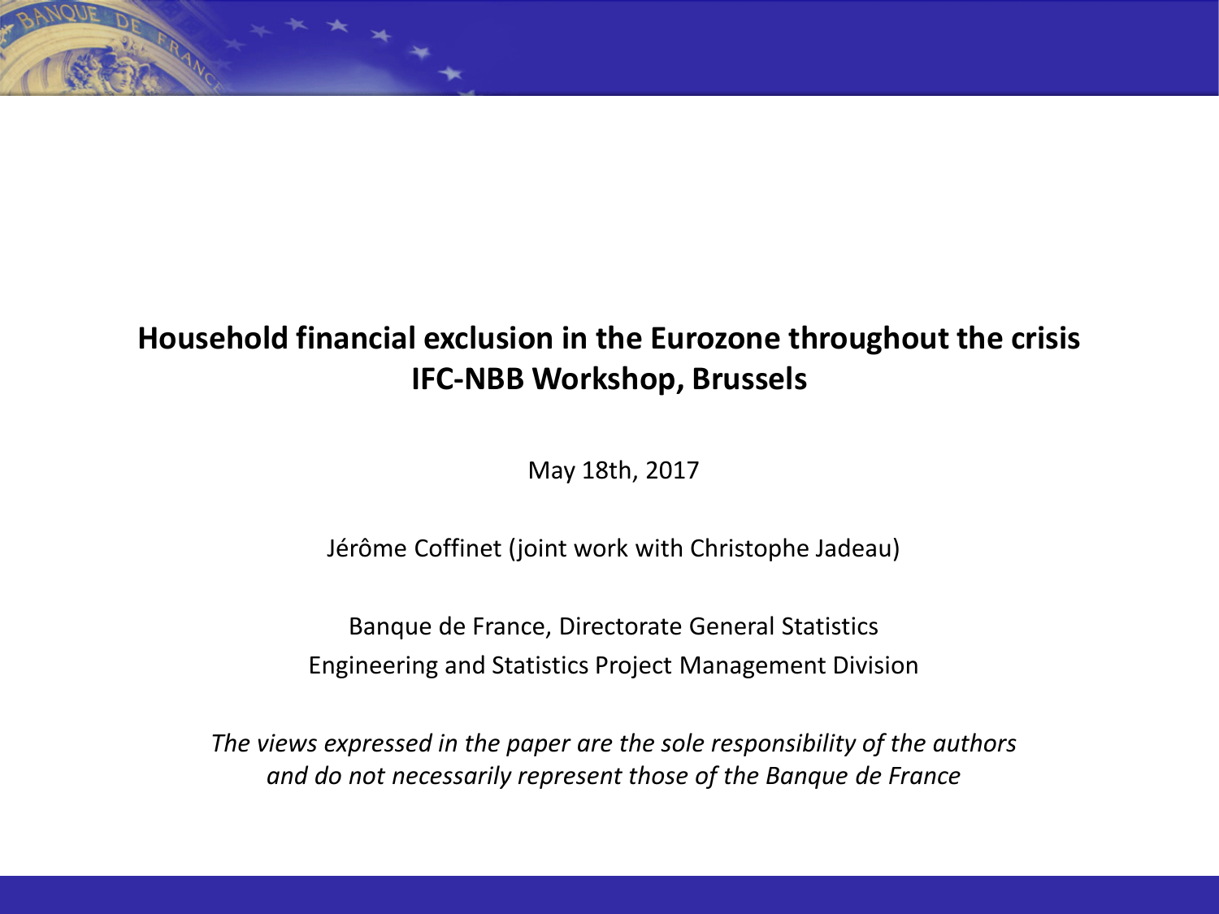# Household financial exclusion in the Eurozone throughout the crisis
## IFC-NBB Workshop, Brussels

May 18th, 2017

Jérôme Coffinet (joint work with Christophe Jadeau)

Banque de France, Directorate General Statistics
Engineering and Statistics Project Management Division

*The views expressed in the paper are the sole responsibility of the authors and do not necessarily represent those of the Banque de France*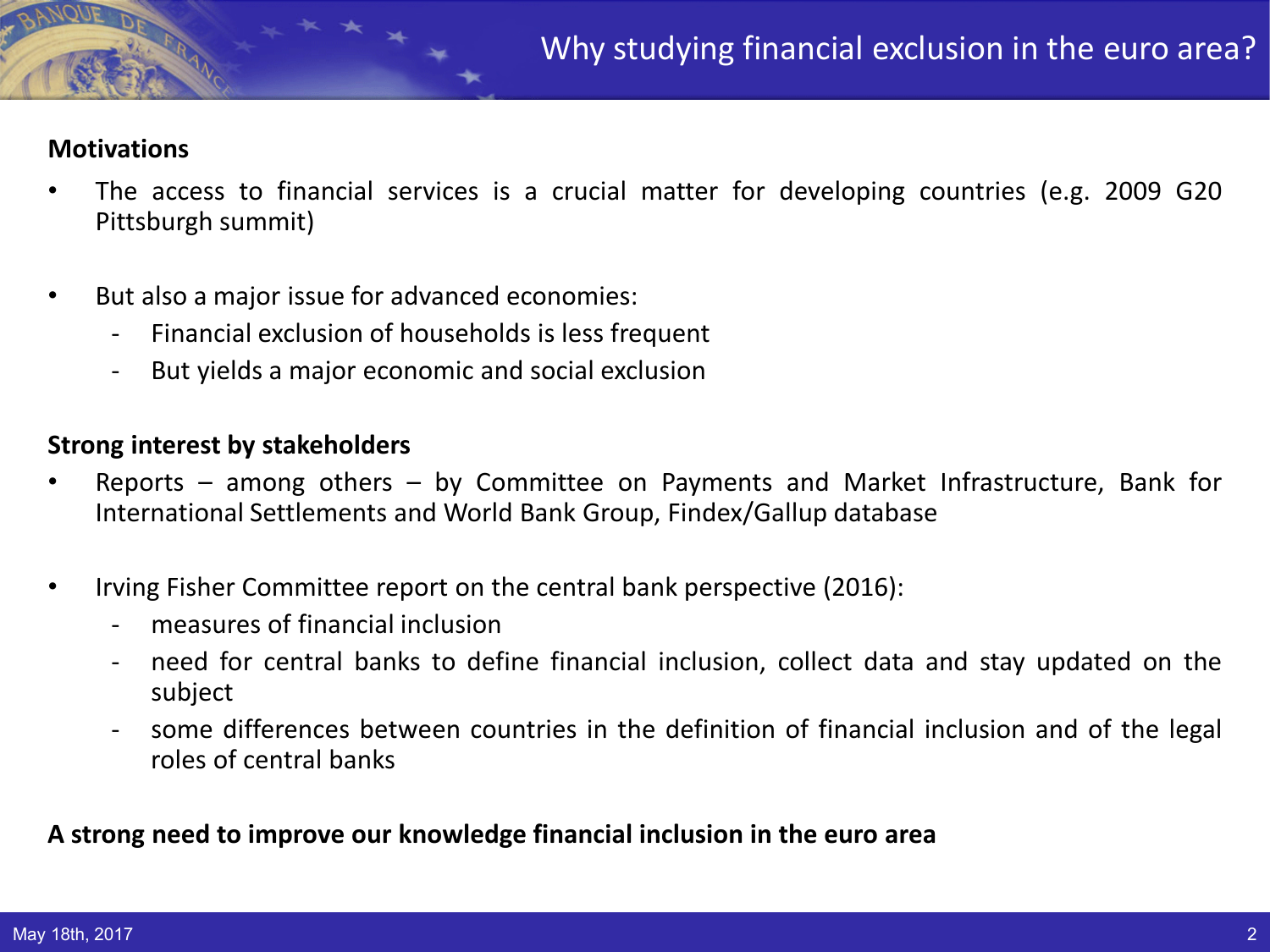# Why studying financial exclusion in the euro area?

**Motivations**

- The access to financial services is a crucial matter for developing countries (e.g. 2009 G20 Pittsburgh summit)

- But also a major issue for advanced economies:
  - Financial exclusion of households is less frequent
  - But yields a major economic and social exclusion

**Strong interest by stakeholders**

- Reports – among others – by Committee on Payments and Market Infrastructure, Bank for International Settlements and World Bank Group, Findex/Gallup database

- Irving Fisher Committee report on the central bank perspective (2016):
  - measures of financial inclusion
  - need for central banks to define financial inclusion, collect data and stay updated on the subject
  - some differences between countries in the definition of financial inclusion and of the legal roles of central banks

**A strong need to improve our knowledge financial inclusion in the euro area**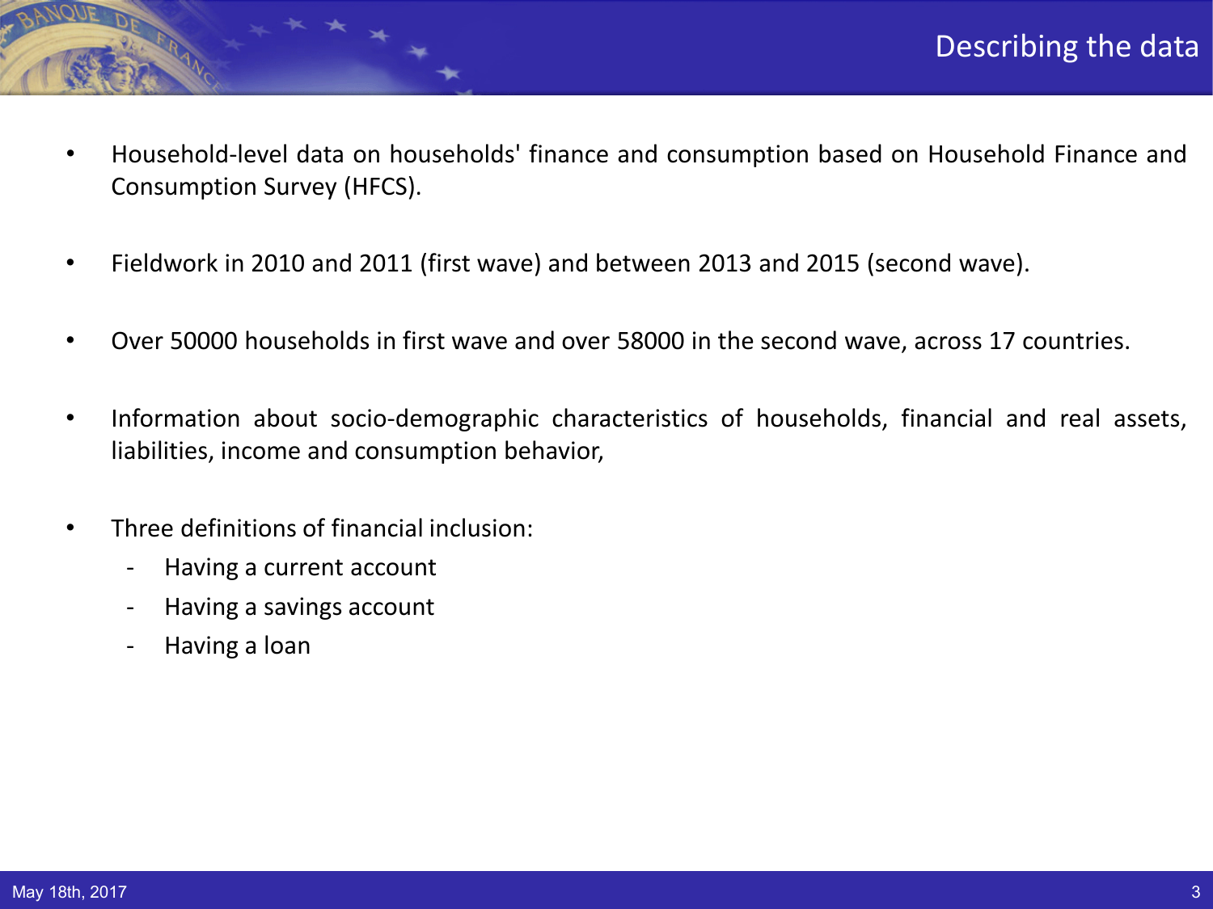# Describing the data

- Household-level data on households' finance and consumption based on Household Finance and Consumption Survey (HFCS).
- Fieldwork in 2010 and 2011 (first wave) and between 2013 and 2015 (second wave).
- Over 50000 households in first wave and over 58000 in the second wave, across 17 countries.
- Information about socio-demographic characteristics of households, financial and real assets, liabilities, income and consumption behavior,
- Three definitions of financial inclusion:
  - Having a current account
  - Having a savings account
  - Having a loan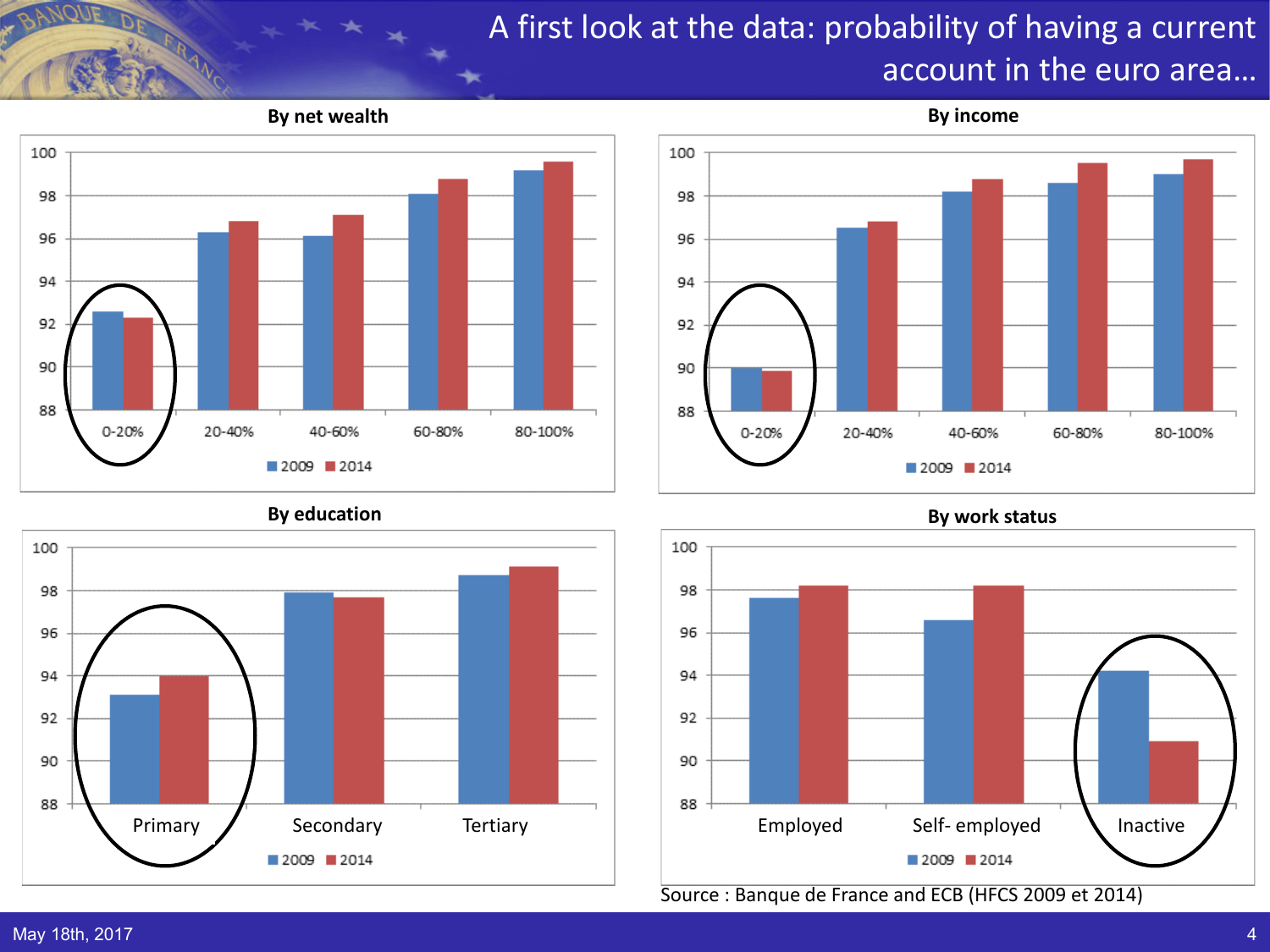# A first look at the data: probability of having a current account in the euro area…

**By net wealth**

**By income**

**By education**

**By work status**

Source : Banque de France and ECB (HFCS 2009 et 2014)

May 18th, 2017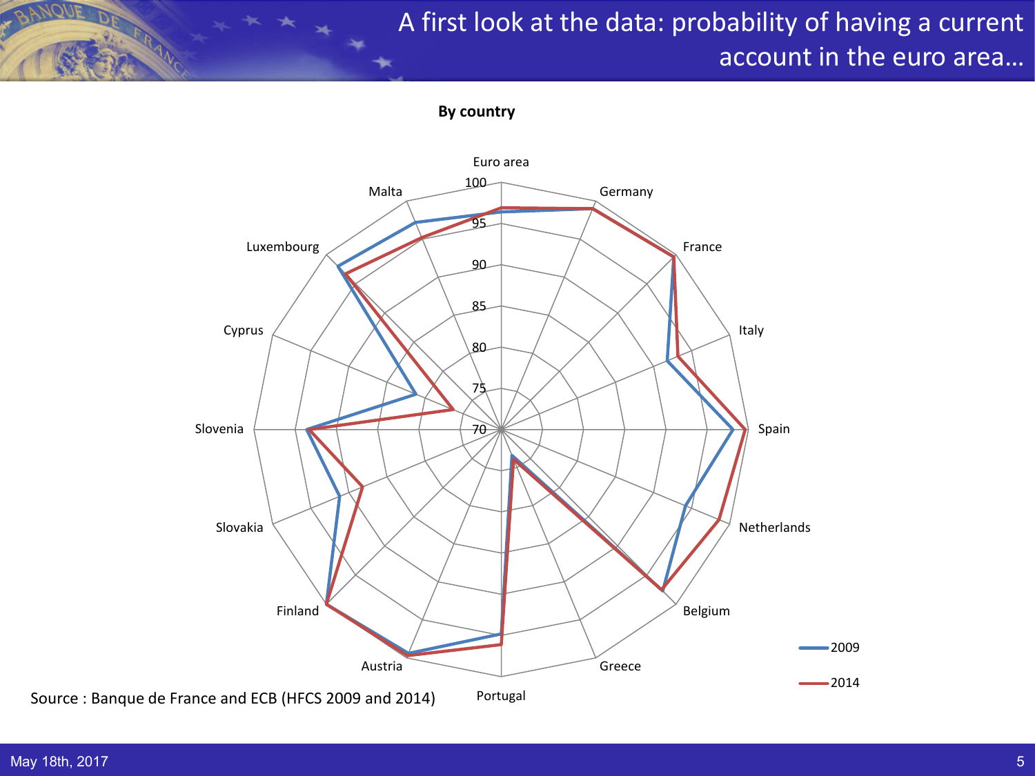# A first look at the data: probability of having a current account in the euro area…

**By country**

Euro area, Germany, France, Italy, Spain, Netherlands, Belgium, Greece, Portugal, Austria, Finland, Slovakia, Slovenia, Cyprus, Luxembourg, Malta

100, 95, 90, 85, 80, 75, 70

2009
2014

Source : Banque de France and ECB (HFCS 2009 and 2014)

May 18th, 2017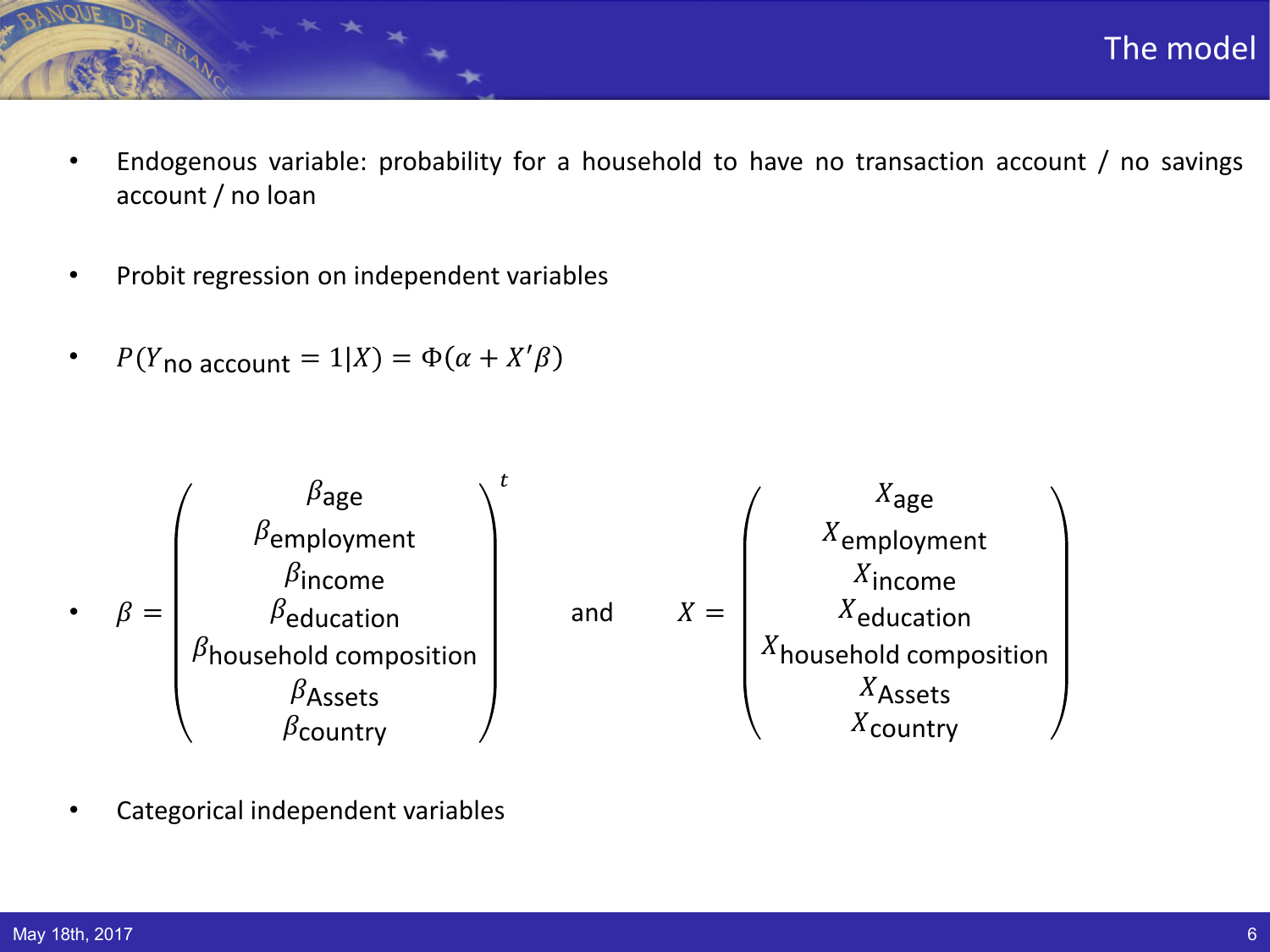# The model

- Endogenous variable: probability for a household to have no transaction account / no savings account / no loan
- Probit regression on independent variables
- $P(Y_{\text{no account}} = 1|X) = \Phi(\alpha + X'\beta)$
- $\beta = \begin{pmatrix} \beta_{\text{age}} \\ \beta_{\text{employment}} \\ \beta_{\text{income}} \\ \beta_{\text{education}} \\ \beta_{\text{household composition}} \\ \beta_{\text{Assets}} \\ \beta_{\text{country}} \end{pmatrix}^t$ and $X = \begin{pmatrix} X_{\text{age}} \\ X_{\text{employment}} \\ X_{\text{income}} \\ X_{\text{education}} \\ X_{\text{household composition}} \\ X_{\text{Assets}} \\ X_{\text{country}} \end{pmatrix}$
- Categorical independent variables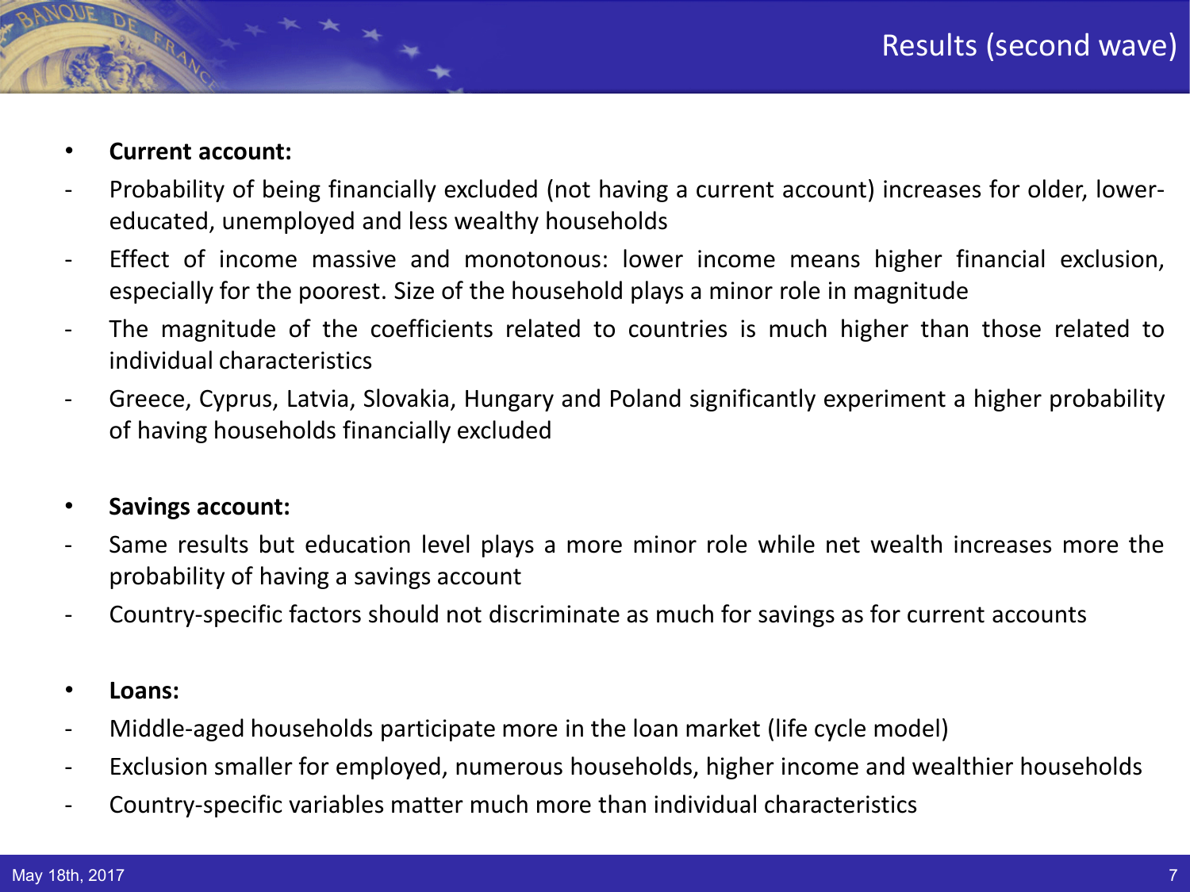# Results (second wave)

- **Current account:**
  - Probability of being financially excluded (not having a current account) increases for older, lower-educated, unemployed and less wealthy households
  - Effect of income massive and monotonous: lower income means higher financial exclusion, especially for the poorest. Size of the household plays a minor role in magnitude
  - The magnitude of the coefficients related to countries is much higher than those related to individual characteristics
  - Greece, Cyprus, Latvia, Slovakia, Hungary and Poland significantly experiment a higher probability of having households financially excluded

- **Savings account:**
  - Same results but education level plays a more minor role while net wealth increases more the probability of having a savings account
  - Country-specific factors should not discriminate as much for savings as for current accounts

- **Loans:**
  - Middle-aged households participate more in the loan market (life cycle model)
  - Exclusion smaller for employed, numerous households, higher income and wealthier households
  - Country-specific variables matter much more than individual characteristics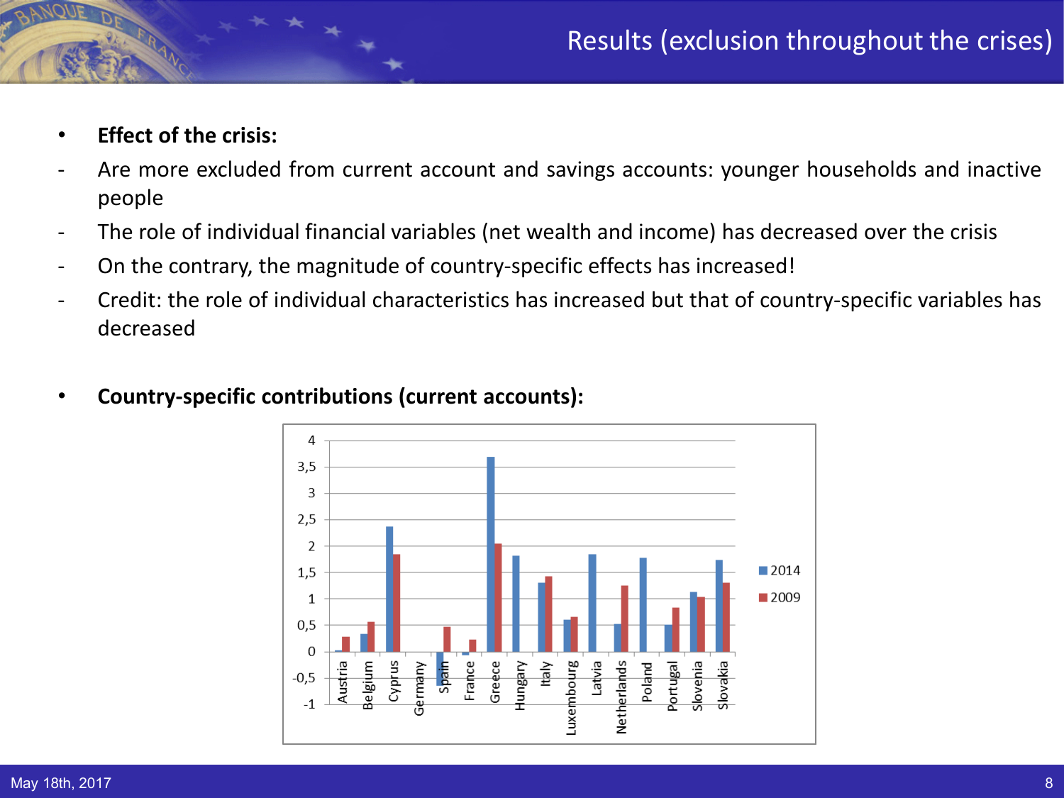# Results (exclusion throughout the crises)

- **Effect of the crisis:**
  - Are more excluded from current account and savings accounts: younger households and inactive people
  - The role of individual financial variables (net wealth and income) has decreased over the crisis
  - On the contrary, the magnitude of country-specific effects has increased!
  - Credit: the role of individual characteristics has increased but that of country-specific variables has decreased

- **Country-specific contributions (current accounts):**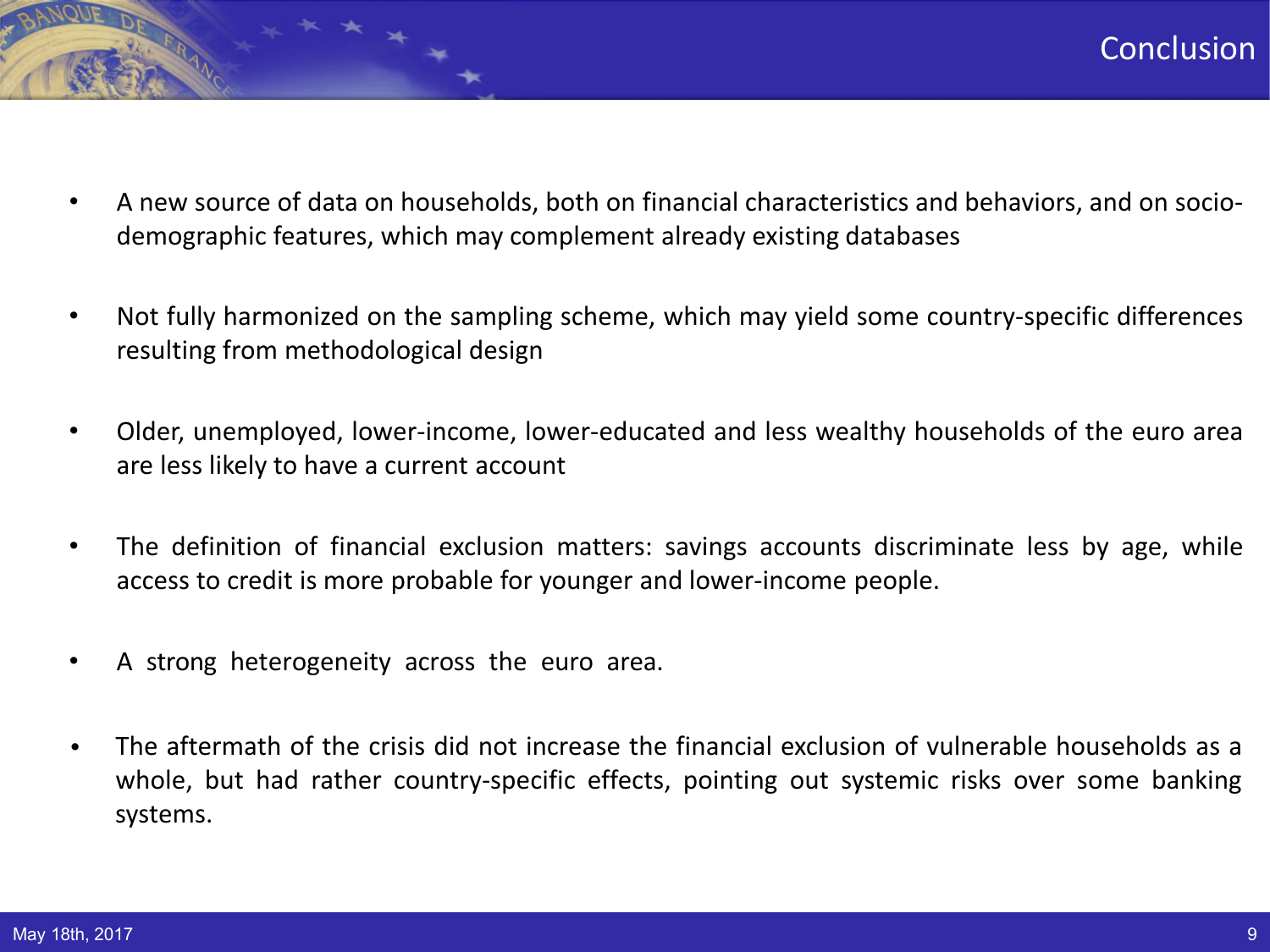# Conclusion

- A new source of data on households, both on financial characteristics and behaviors, and on socio-demographic features, which may complement already existing databases
- Not fully harmonized on the sampling scheme, which may yield some country-specific differences resulting from methodological design
- Older, unemployed, lower-income, lower-educated and less wealthy households of the euro area are less likely to have a current account
- The definition of financial exclusion matters: savings accounts discriminate less by age, while access to credit is more probable for younger and lower-income people.
- A strong heterogeneity across the euro area.
- The aftermath of the crisis did not increase the financial exclusion of vulnerable households as a whole, but had rather country-specific effects, pointing out systemic risks over some banking systems.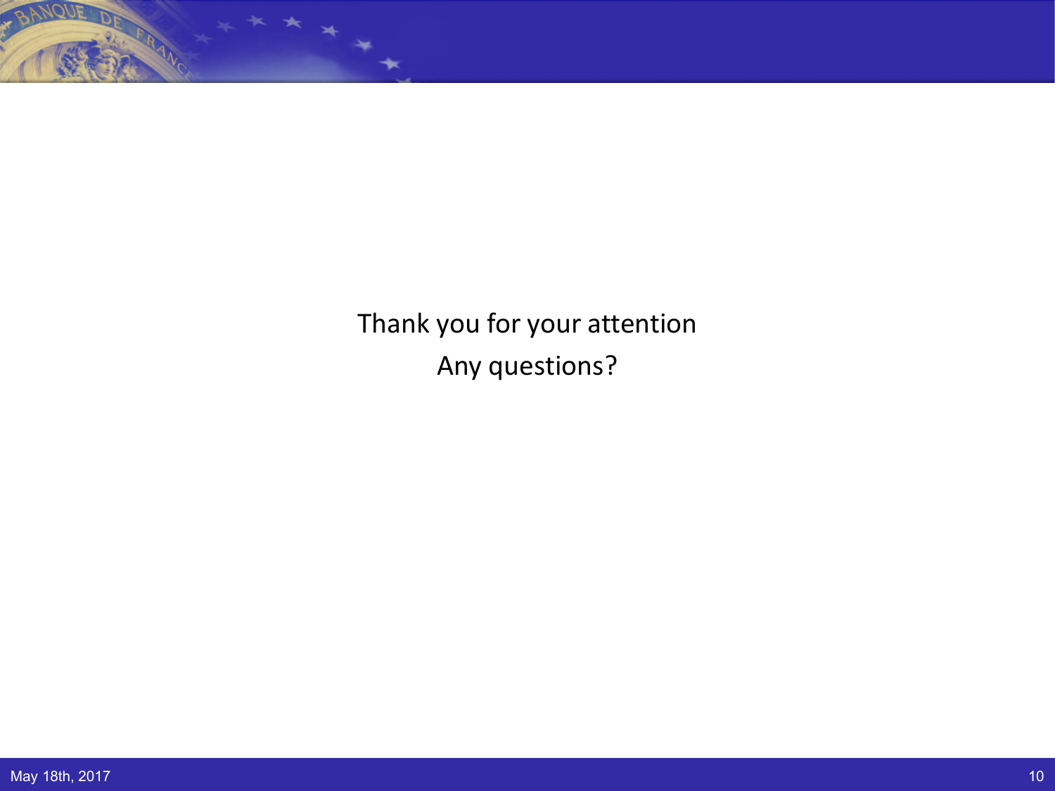Thank you for your attention

Any questions?